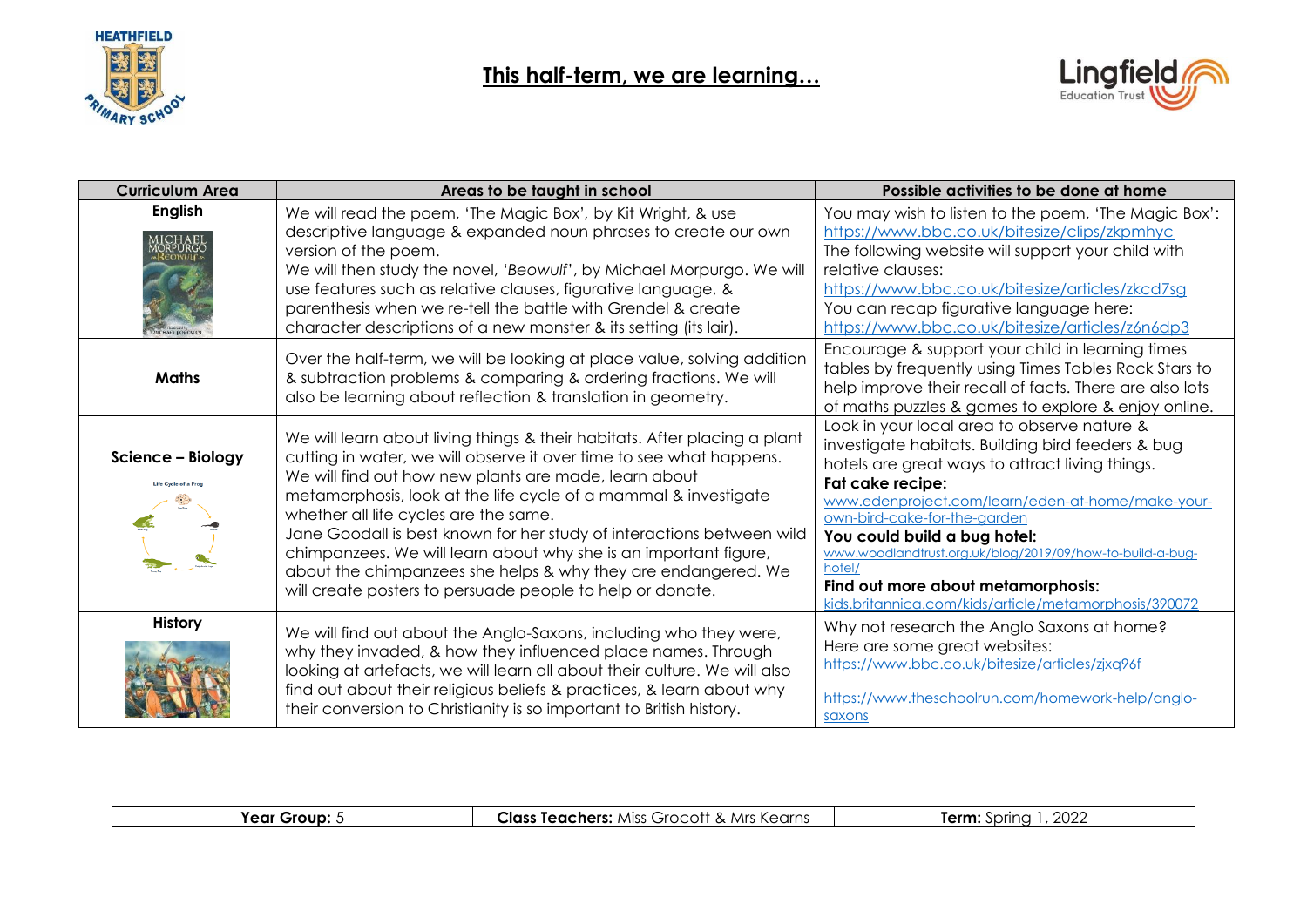# This half-term, we are learning…

| Curriculum Area | Areas to be taught in school | Possible activities to be done at home |
| --- | --- | --- |
| **English** | We will read the poem, 'The Magic Box', by Kit Wright, & use descriptive language & expanded noun phrases to create our own version of the poem. We will then study the novel, '*Beowulf*', by Michael Morpurgo. We will use features such as relative clauses, figurative language, & parenthesis when we re-tell the battle with Grendel & create character descriptions of a new monster & its setting (its lair). | You may wish to listen to the poem, 'The Magic Box': https://www.bbc.co.uk/bitesize/clips/zkpmhyc The following website will support your child with relative clauses: https://www.bbc.co.uk/bitesize/articles/zkcd7sg You can recap figurative language here: https://www.bbc.co.uk/bitesize/articles/z6n6dp3 |
| **Maths** | Over the half-term, we will be looking at place value, solving addition & subtraction problems & comparing & ordering fractions. We will also be learning about reflection & translation in geometry. | Encourage & support your child in learning times tables by frequently using Times Tables Rock Stars to help improve their recall of facts. There are also lots of maths puzzles & games to explore & enjoy online. |
| **Science – Biology** | We will learn about living things & their habitats. After placing a plant cutting in water, we will observe it over time to see what happens. We will find out how new plants are made, learn about metamorphosis, look at the life cycle of a mammal & investigate whether all life cycles are the same. Jane Goodall is best known for her study of interactions between wild chimpanzees. We will learn about why she is an important figure, about the chimpanzees she helps & why they are endangered. We will create posters to persuade people to help or donate. | Look in your local area to observe nature & investigate habitats. Building bird feeders & bug hotels are great ways to attract living things. **Fat cake recipe:** www.edenproject.com/learn/eden-at-home/make-your-own-bird-cake-for-the-garden **You could build a bug hotel:** www.woodlandtrust.org.uk/blog/2019/09/how-to-build-a-bug-hotel/ **Find out more about metamorphosis:** kids.britannica.com/kids/article/metamorphosis/390072 |
| **History** | We will find out about the Anglo-Saxons, including who they were, why they invaded, & how they influenced place names. Through looking at artefacts, we will learn all about their culture. We will also find out about their religious beliefs & practices, & learn about why their conversion to Christianity is so important to British history. | Why not research the Anglo Saxons at home? Here are some great websites: https://www.bbc.co.uk/bitesize/articles/zjxq96f https://www.theschoolrun.com/homework-help/anglo-saxons |

| **Year Group:** 5 | **Class Teachers:** Miss Grocott & Mrs Kearns | **Term:** Spring 1, 2022 |
| --- | --- | --- |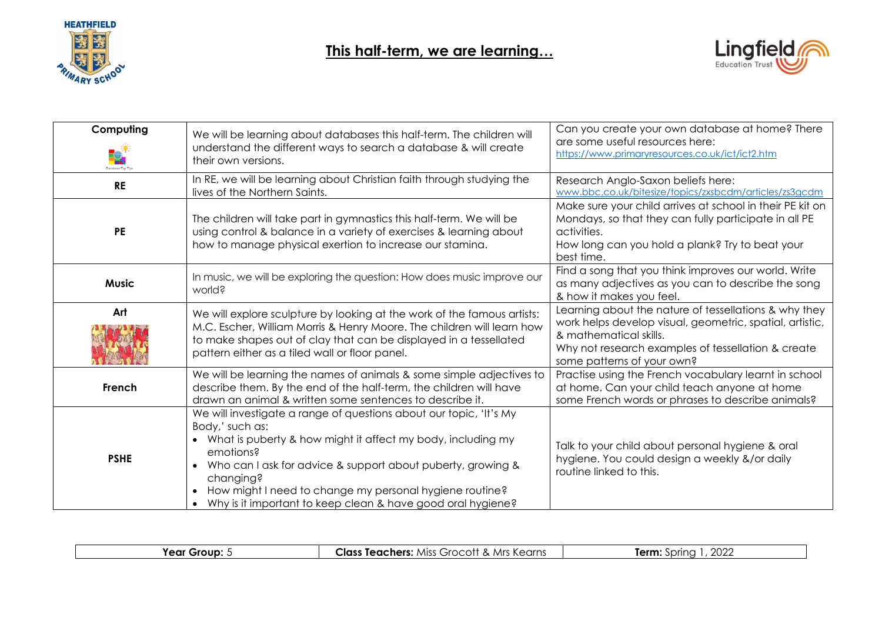HEATHFIELD PRIMARY SCHOOL

# This half-term, we are learning…

Lingfield Education Trust

| | | |
|---|---|---|
| **Computing** | We will be learning about databases this half-term. The children will understand the different ways to search a database & will create their own versions. | Can you create your own database at home? There are some useful resources here: https://www.primaryresources.co.uk/ict/ict2.htm |
| **RE** | In RE, we will be learning about Christian faith through studying the lives of the Northern Saints. | Research Anglo-Saxon beliefs here: www.bbc.co.uk/bitesize/topics/zxsbcdm/articles/zs3gcdm |
| **PE** | The children will take part in gymnastics this half-term. We will be using control & balance in a variety of exercises & learning about how to manage physical exertion to increase our stamina. | Make sure your child arrives at school in their PE kit on Mondays, so that they can fully participate in all PE activities. How long can you hold a plank? Try to beat your best time. |
| **Music** | In music, we will be exploring the question: How does music improve our world? | Find a song that you think improves our world. Write as many adjectives as you can to describe the song & how it makes you feel. |
| **Art** | We will explore sculpture by looking at the work of the famous artists: M.C. Escher, William Morris & Henry Moore. The children will learn how to make shapes out of clay that can be displayed in a tessellated pattern either as a tiled wall or floor panel. | Learning about the nature of tessellations & why they work helps develop visual, geometric, spatial, artistic, & mathematical skills. Why not research examples of tessellation & create some patterns of your own? |
| **French** | We will be learning the names of animals & some simple adjectives to describe them. By the end of the half-term, the children will have drawn an animal & written some sentences to describe it. | Practise using the French vocabulary learnt in school at home. Can your child teach anyone at home some French words or phrases to describe animals? |
| **PSHE** | We will investigate a range of questions about our topic, 'It's My Body,' such as: <br>• What is puberty & how might it affect my body, including my emotions? <br>• Who can I ask for advice & support about puberty, growing & changing? <br>• How might I need to change my personal hygiene routine? <br>• Why is it important to keep clean & have good oral hygiene? | Talk to your child about personal hygiene & oral hygiene. You could design a weekly &/or daily routine linked to this. |

| **Year Group:** 5 | **Class Teachers:** Miss Grocott & Mrs Kearns | **Term:** Spring 1, 2022 |
|---|---|---|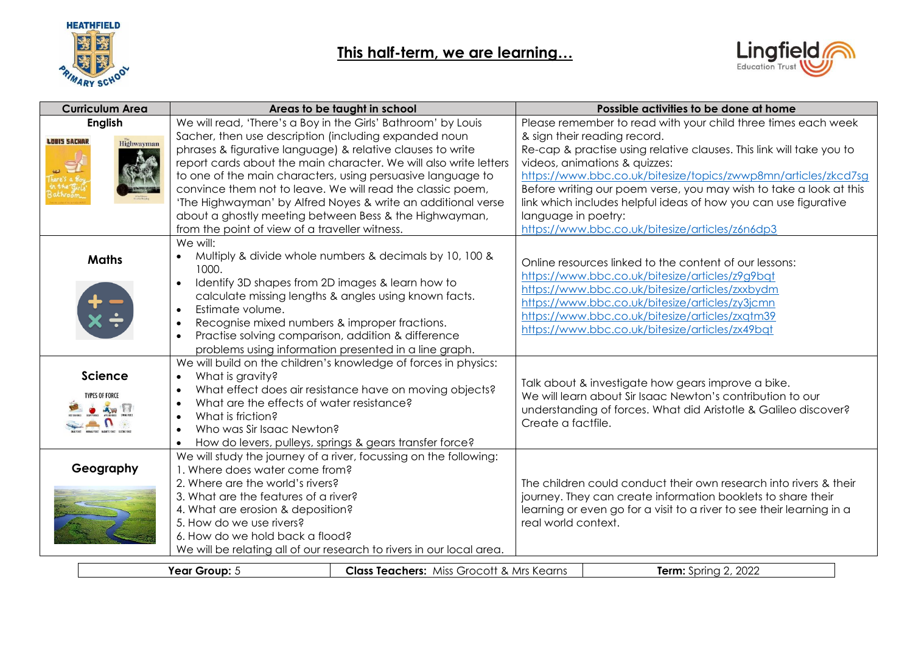# This half-term, we are learning…

| Curriculum Area | Areas to be taught in school | Possible activities to be done at home |
|---|---|---|
| **English** | We will read, 'There's a Boy in the Girls' Bathroom' by Louis Sacher, then use description (including expanded noun phrases & figurative language) & relative clauses to write report cards about the main character. We will also write letters to one of the main characters, using persuasive language to convince them not to leave. We will read the classic poem, 'The Highwayman' by Alfred Noyes & write an additional verse about a ghostly meeting between Bess & the Highwayman, from the point of view of a traveller witness. | Please remember to read with your child three times each week & sign their reading record.<br>Re-cap & practise using relative clauses. This link will take you to videos, animations & quizzes:<br>https://www.bbc.co.uk/bitesize/topics/zwwp8mn/articles/zkcd7sg<br>Before writing our poem verse, you may wish to take a look at this link which includes helpful ideas of how you can use figurative language in poetry:<br>https://www.bbc.co.uk/bitesize/articles/z6n6dp3 |
| **Maths** | We will:<br>• Multiply & divide whole numbers & decimals by 10, 100 & 1000.<br>• Identify 3D shapes from 2D images & learn how to calculate missing lengths & angles using known facts.<br>• Estimate volume.<br>• Recognise mixed numbers & improper fractions.<br>• Practise solving comparison, addition & difference problems using information presented in a line graph. | Online resources linked to the content of our lessons:<br>https://www.bbc.co.uk/bitesize/articles/z9g9bqt<br>https://www.bbc.co.uk/bitesize/articles/zxxbydm<br>https://www.bbc.co.uk/bitesize/articles/zy3jcmn<br>https://www.bbc.co.uk/bitesize/articles/zxqtm39<br>https://www.bbc.co.uk/bitesize/articles/zx49bqt |
| **Science** | We will build on the children's knowledge of forces in physics:<br>• What is gravity?<br>• What effect does air resistance have on moving objects?<br>• What are the effects of water resistance?<br>• What is friction?<br>• Who was Sir Isaac Newton?<br>• How do levers, pulleys, springs & gears transfer force? | Talk about & investigate how gears improve a bike.<br>We will learn about Sir Isaac Newton's contribution to our understanding of forces. What did Aristotle & Galileo discover? Create a factfile. |
| **Geography** | We will study the journey of a river, focussing on the following:<br>1. Where does water come from?<br>2. Where are the world's rivers?<br>3. What are the features of a river?<br>4. What are erosion & deposition?<br>5. How do we use rivers?<br>6. How do we hold back a flood?<br>We will be relating all of our research to rivers in our local area. | The children could conduct their own research into rivers & their journey. They can create information booklets to share their learning or even go for a visit to a river to see their learning in a real world context. |

| **Year Group:** 5 | **Class Teachers:** Miss Grocott & Mrs Kearns | **Term:** Spring 2, 2022 |
|---|---|---|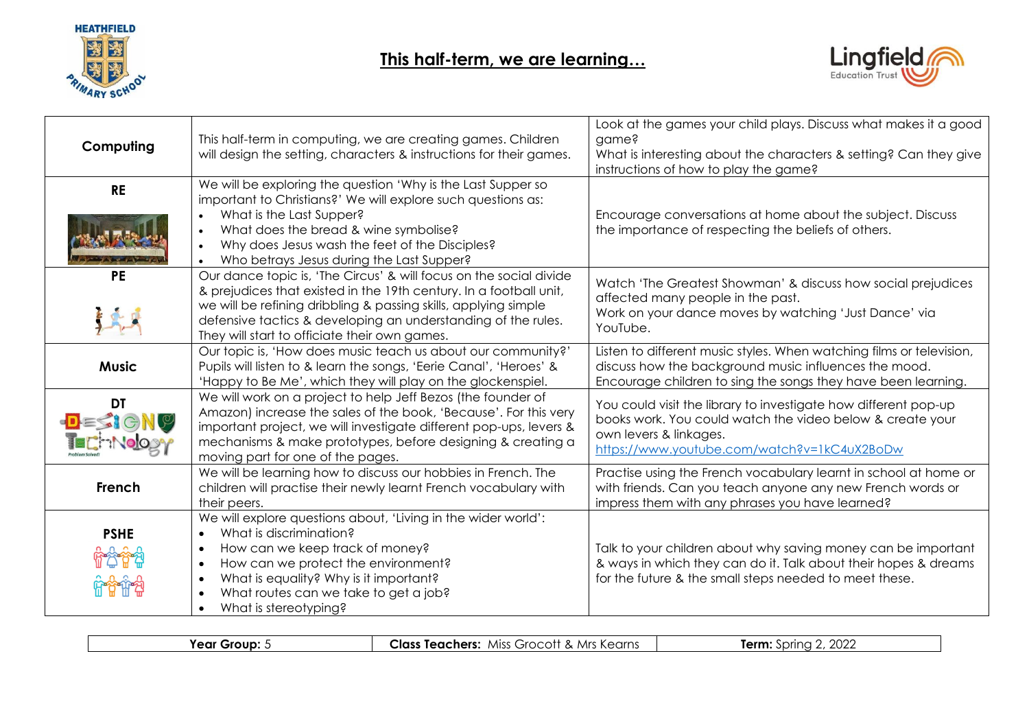# This half-term, we are learning…

| | | |
|---|---|---|
| **Computing** | This half-term in computing, we are creating games. Children will design the setting, characters & instructions for their games. | Look at the games your child plays. Discuss what makes it a good game?<br>What is interesting about the characters & setting? Can they give instructions of how to play the game? |
| **RE** | We will be exploring the question 'Why is the Last Supper so important to Christians?' We will explore such questions as:<br>• What is the Last Supper?<br>• What does the bread & wine symbolise?<br>• Why does Jesus wash the feet of the Disciples?<br>• Who betrays Jesus during the Last Supper? | Encourage conversations at home about the subject. Discuss the importance of respecting the beliefs of others. |
| **PE** | Our dance topic is, 'The Circus' & will focus on the social divide & prejudices that existed in the 19th century. In a football unit, we will be refining dribbling & passing skills, applying simple defensive tactics & developing an understanding of the rules. They will start to officiate their own games. | Watch 'The Greatest Showman' & discuss how social prejudices affected many people in the past.<br>Work on your dance moves by watching 'Just Dance' via YouTube. |
| **Music** | Our topic is, 'How does music teach us about our community?' Pupils will listen to & learn the songs, 'Eerie Canal', 'Heroes' & 'Happy to Be Me', which they will play on the glockenspiel. | Listen to different music styles. When watching films or television, discuss how the background music influences the mood. Encourage children to sing the songs they have been learning. |
| **DT** | We will work on a project to help Jeff Bezos (the founder of Amazon) increase the sales of the book, 'Because'. For this very important project, we will investigate different pop-ups, levers & mechanisms & make prototypes, before designing & creating a moving part for one of the pages. | You could visit the library to investigate how different pop-up books work. You could watch the video below & create your own levers & linkages.<br>https://www.youtube.com/watch?v=1kC4uX2BoDw |
| **French** | We will be learning how to discuss our hobbies in French. The children will practise their newly learnt French vocabulary with their peers. | Practise using the French vocabulary learnt in school at home or with friends. Can you teach anyone any new French words or impress them with any phrases you have learned? |
| **PSHE** | We will explore questions about, 'Living in the wider world':<br>• What is discrimination?<br>• How can we keep track of money?<br>• How can we protect the environment?<br>• What is equality? Why is it important?<br>• What routes can we take to get a job?<br>• What is stereotyping? | Talk to your children about why saving money can be important & ways in which they can do it. Talk about their hopes & dreams for the future & the small steps needed to meet these. |

| **Year Group:** 5 | **Class Teachers:** Miss Grocott & Mrs Kearns | **Term:** Spring 2, 2022 |
|---|---|---|